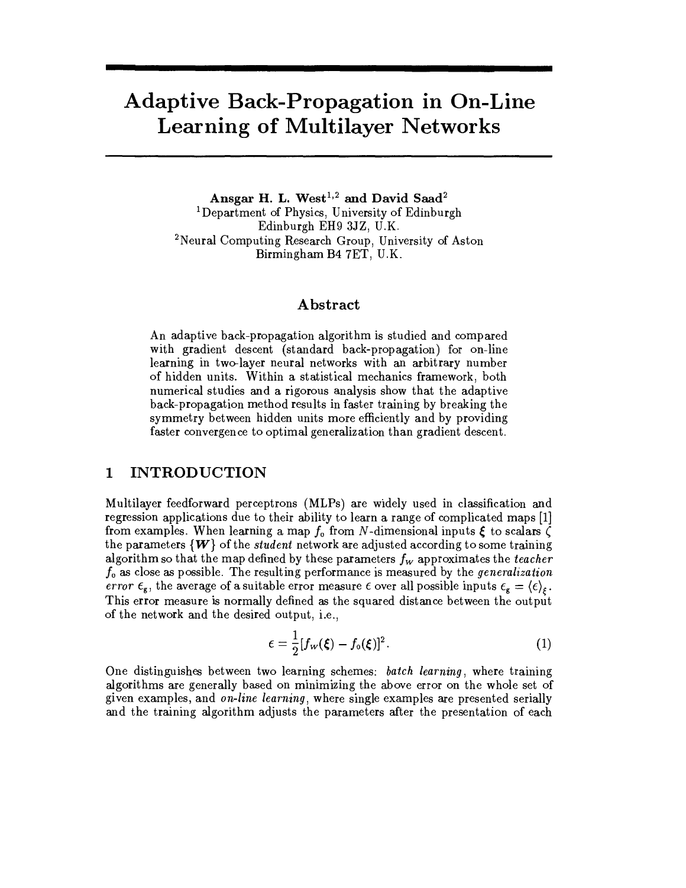# Adaptive Back-Propagation in On-Line Learning of Multilayer Networks

**Ansgar H. L. West[1,2] and David Saad[2]**

[1]Department of Physics, University of Edinburgh
Edinburgh EH9 3JZ, U.K.

[2]Neural Computing Research Group, University of Aston
Birmingham B4 7ET, U.K.

## Abstract

An adaptive back-propagation algorithm is studied and compared with gradient descent (standard back-propagation) for on-line learning in two-layer neural networks with an arbitrary number of hidden units. Within a statistical mechanics framework, both numerical studies and a rigorous analysis show that the adaptive back-propagation method results in faster training by breaking the symmetry between hidden units more efficiently and by providing faster convergence to optimal generalization than gradient descent.

## 1 INTRODUCTION

Multilayer feedforward perceptrons (MLPs) are widely used in classification and regression applications due to their ability to learn a range of complicated maps [1] from examples. When learning a map $f_0$ from $N$-dimensional inputs $\boldsymbol{\xi}$ to scalars $\zeta$ the parameters $\{\boldsymbol{W}\}$ of the *student* network are adjusted according to some training algorithm so that the map defined by these parameters $f_W$ approximates the *teacher* $f_0$ as close as possible. The resulting performance is measured by the *generalization error* $\epsilon_g$, the average of a suitable error measure $\epsilon$ over all possible inputs $\epsilon_g = \langle \epsilon \rangle_{\boldsymbol{\xi}}$. This error measure is normally defined as the squared distance between the output of the network and the desired output, i.e.,

$$\epsilon = \frac{1}{2}[f_W(\boldsymbol{\xi}) - f_0(\boldsymbol{\xi})]^2. \tag{1}$$

One distinguishes between two learning schemes: *batch learning*, where training algorithms are generally based on minimizing the above error on the whole set of given examples, and *on-line learning*, where single examples are presented serially and the training algorithm adjusts the parameters after the presentation of each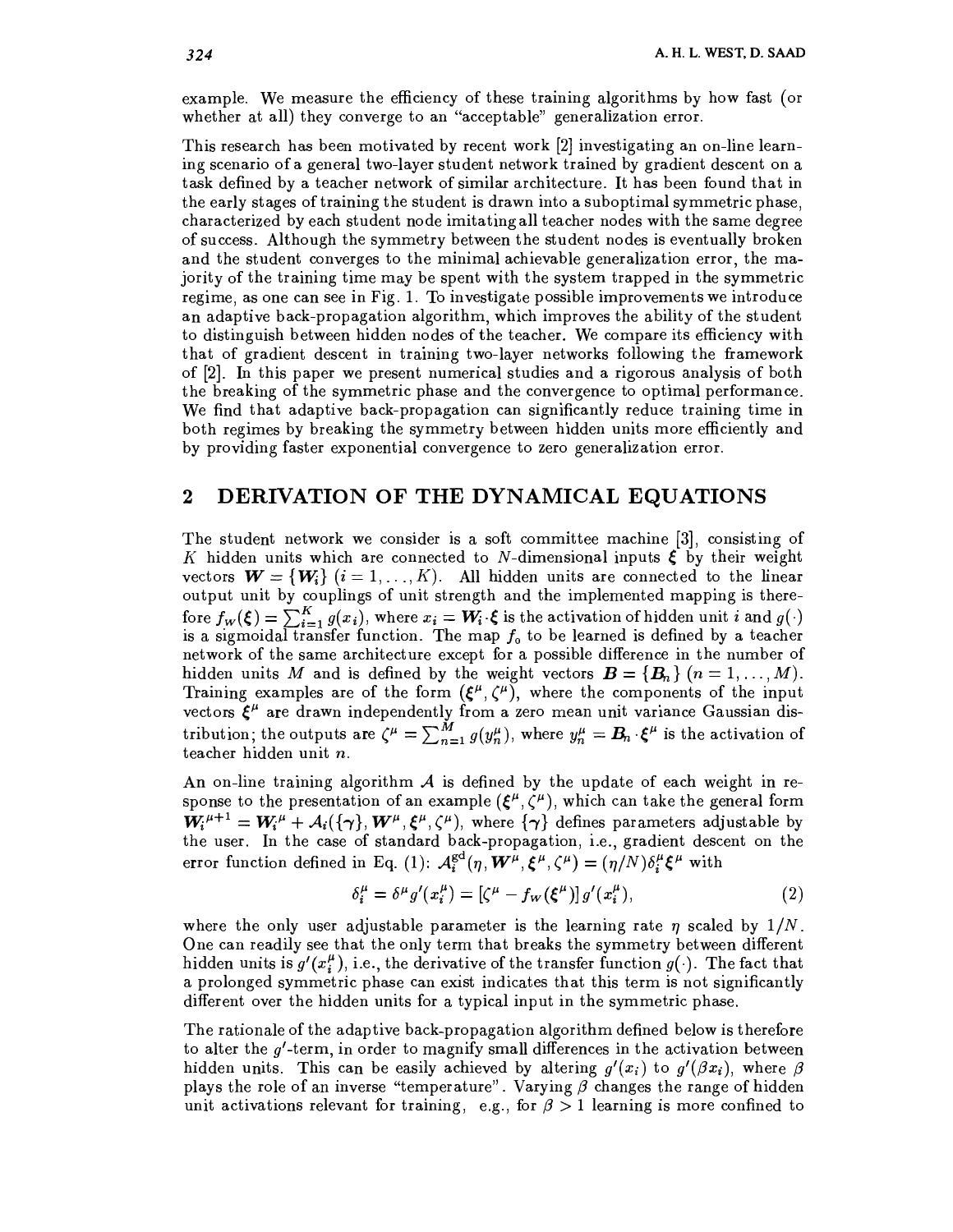example. We measure the efficiency of these training algorithms by how fast (or whether at all) they converge to an "acceptable" generalization error.

This research has been motivated by recent work [2] investigating an on-line learning scenario of a general two-layer student network trained by gradient descent on a task defined by a teacher network of similar architecture. It has been found that in the early stages of training the student is drawn into a suboptimal symmetric phase, characterized by each student node imitating all teacher nodes with the same degree of success. Although the symmetry between the student nodes is eventually broken and the student converges to the minimal achievable generalization error, the majority of the training time may be spent with the system trapped in the symmetric regime, as one can see in Fig. 1. To investigate possible improvements we introduce an adaptive back-propagation algorithm, which improves the ability of the student to distinguish between hidden nodes of the teacher. We compare its efficiency with that of gradient descent in training two-layer networks following the framework of [2]. In this paper we present numerical studies and a rigorous analysis of both the breaking of the symmetric phase and the convergence to optimal performance. We find that adaptive back-propagation can significantly reduce training time in both regimes by breaking the symmetry between hidden units more efficiently and by providing faster exponential convergence to zero generalization error.

## 2 DERIVATION OF THE DYNAMICAL EQUATIONS

The student network we consider is a soft committee machine [3], consisting of $K$ hidden units which are connected to $N$-dimensional inputs $\boldsymbol{\xi}$ by their weight vectors $\boldsymbol{W} = \{\boldsymbol{W}_i\}$ $(i = 1, \ldots, K)$. All hidden units are connected to the linear output unit by couplings of unit strength and the implemented mapping is therefore $f_{\boldsymbol{W}}(\boldsymbol{\xi}) = \sum_{i=1}^{K} g(x_i)$, where $x_i = \boldsymbol{W}_i \cdot \boldsymbol{\xi}$ is the activation of hidden unit $i$ and $g(\cdot)$ is a sigmoidal transfer function. The map $f_o$ to be learned is defined by a teacher network of the same architecture except for a possible difference in the number of hidden units $M$ and is defined by the weight vectors $\boldsymbol{B} = \{\boldsymbol{B}_n\}$ $(n = 1, \ldots, M)$. Training examples are of the form $(\boldsymbol{\xi}^\mu, \zeta^\mu)$, where the components of the input vectors $\boldsymbol{\xi}^\mu$ are drawn independently from a zero mean unit variance Gaussian distribution; the outputs are $\zeta^\mu = \sum_{n=1}^{M} g(y_n^\mu)$, where $y_n^\mu = \boldsymbol{B}_n \cdot \boldsymbol{\xi}^\mu$ is the activation of teacher hidden unit $n$.

An on-line training algorithm $\mathcal{A}$ is defined by the update of each weight in response to the presentation of an example $(\boldsymbol{\xi}^\mu, \zeta^\mu)$, which can take the general form $\boldsymbol{W}_i^{\mu+1} = \boldsymbol{W}_i^\mu + \mathcal{A}_i(\{\gamma\}, \boldsymbol{W}^\mu, \boldsymbol{\xi}^\mu, \zeta^\mu)$, where $\{\gamma\}$ defines parameters adjustable by the user. In the case of standard back-propagation, i.e., gradient descent on the error function defined in Eq. (1): $\mathcal{A}_i^{\mathrm{gd}}(\eta, \boldsymbol{W}^\mu, \boldsymbol{\xi}^\mu, \zeta^\mu) = (\eta/N)\delta_i^\mu \boldsymbol{\xi}^\mu$ with

$$\delta_i^\mu = \delta^\mu g'(x_i^\mu) = [\zeta^\mu - f_{\boldsymbol{W}}(\boldsymbol{\xi}^\mu)]\, g'(x_i^\mu), \tag{2}$$

where the only user adjustable parameter is the learning rate $\eta$ scaled by $1/N$. One can readily see that the only term that breaks the symmetry between different hidden units is $g'(x_i^\mu)$, i.e., the derivative of the transfer function $g(\cdot)$. The fact that a prolonged symmetric phase can exist indicates that this term is not significantly different over the hidden units for a typical input in the symmetric phase.

The rationale of the adaptive back-propagation algorithm defined below is therefore to alter the $g'$-term, in order to magnify small differences in the activation between hidden units. This can be easily achieved by altering $g'(x_i)$ to $g'(\beta x_i)$, where $\beta$ plays the role of an inverse "temperature". Varying $\beta$ changes the range of hidden unit activations relevant for training, e.g., for $\beta > 1$ learning is more confined to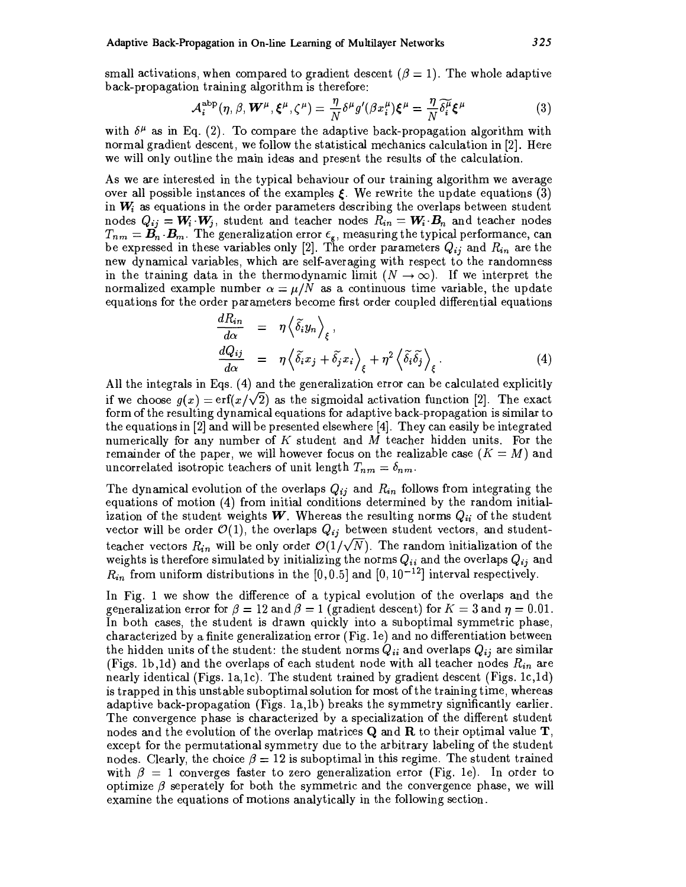small activations, when compared to gradient descent ($\beta = 1$). The whole adaptive back-propagation training algorithm is therefore:

$$\mathcal{A}_i^{\mathrm{abp}}(\eta, \beta, \boldsymbol{W}^\mu, \boldsymbol{\xi}^\mu, \zeta^\mu) = \frac{\eta}{N}\delta^\mu g'(\beta x_i^\mu)\boldsymbol{\xi}^\mu = \frac{\eta}{N}\widetilde{\delta_i^\mu}\boldsymbol{\xi}^\mu \tag{3}$$

with $\delta^\mu$ as in Eq. (2). To compare the adaptive back-propagation algorithm with normal gradient descent, we follow the statistical mechanics calculation in [2]. Here we will only outline the main ideas and present the results of the calculation.

As we are interested in the typical behaviour of our training algorithm we average over all possible instances of the examples $\boldsymbol{\xi}$. We rewrite the update equations (3) in $\boldsymbol{W}_i$ as equations in the order parameters describing the overlaps between student nodes $Q_{ij} = \boldsymbol{W}_i \cdot \boldsymbol{W}_j$, student and teacher nodes $R_{in} = \boldsymbol{W}_i \cdot \boldsymbol{B}_n$ and teacher nodes $T_{nm} = \boldsymbol{B}_n \cdot \boldsymbol{B}_m$. The generalization error $\epsilon_g$, measuring the typical performance, can be expressed in these variables only [2]. The order parameters $Q_{ij}$ and $R_{in}$ are the new dynamical variables, which are self-averaging with respect to the randomness in the training data in the thermodynamic limit ($N \to \infty$). If we interpret the normalized example number $\alpha = \mu/N$ as a continuous time variable, the update equations for the order parameters become first order coupled differential equations

$$\begin{aligned}
\frac{dR_{in}}{d\alpha} &= \eta\left\langle \widetilde{\delta}_i y_n \right\rangle_\xi, \\
\frac{dQ_{ij}}{d\alpha} &= \eta\left\langle \widetilde{\delta}_i x_j + \widetilde{\delta}_j x_i \right\rangle_\xi + \eta^2 \left\langle \widetilde{\delta}_i \widetilde{\delta}_j \right\rangle_\xi.
\end{aligned} \tag{4}$$

All the integrals in Eqs. (4) and the generalization error can be calculated explicitly if we choose $g(x) = \mathrm{erf}(x/\sqrt{2})$ as the sigmoidal activation function [2]. The exact form of the resulting dynamical equations for adaptive back-propagation is similar to the equations in [2] and will be presented elsewhere [4]. They can easily be integrated numerically for any number of $K$ student and $M$ teacher hidden units. For the remainder of the paper, we will however focus on the realizable case ($K = M$) and uncorrelated isotropic teachers of unit length $T_{nm} = \delta_{nm}$.

The dynamical evolution of the overlaps $Q_{ij}$ and $R_{in}$ follows from integrating the equations of motion (4) from initial conditions determined by the random initialization of the student weights $\boldsymbol{W}$. Whereas the resulting norms $Q_{ii}$ of the student vector will be order $\mathcal{O}(1)$, the overlaps $Q_{ij}$ between student vectors, and student-teacher vectors $R_{in}$ will be only order $\mathcal{O}(1/\sqrt{N})$. The random initialization of the weights is therefore simulated by initializing the norms $Q_{ii}$ and the overlaps $Q_{ij}$ and $R_{in}$ from uniform distributions in the $[0, 0.5]$ and $[0, 10^{-12}]$ interval respectively.

In Fig. 1 we show the difference of a typical evolution of the overlaps and the generalization error for $\beta = 12$ and $\beta = 1$ (gradient descent) for $K = 3$ and $\eta = 0.01$. In both cases, the student is drawn quickly into a suboptimal symmetric phase, characterized by a finite generalization error (Fig. 1e) and no differentiation between the hidden units of the student: the student norms $Q_{ii}$ and overlaps $Q_{ij}$ are similar (Figs. 1b,1d) and the overlaps of each student node with all teacher nodes $R_{in}$ are nearly identical (Figs. 1a,1c). The student trained by gradient descent (Figs. 1c,1d) is trapped in this unstable suboptimal solution for most of the training time, whereas adaptive back-propagation (Figs. 1a,1b) breaks the symmetry significantly earlier. The convergence phase is characterized by a specialization of the different student nodes and the evolution of the overlap matrices $\mathbf{Q}$ and $\mathbf{R}$ to their optimal value $\mathbf{T}$, except for the permutational symmetry due to the arbitrary labeling of the student nodes. Clearly, the choice $\beta = 12$ is suboptimal in this regime. The student trained with $\beta = 1$ converges faster to zero generalization error (Fig. 1e). In order to optimize $\beta$ seperately for both the symmetric and the convergence phase, we will examine the equations of motions analytically in the following section.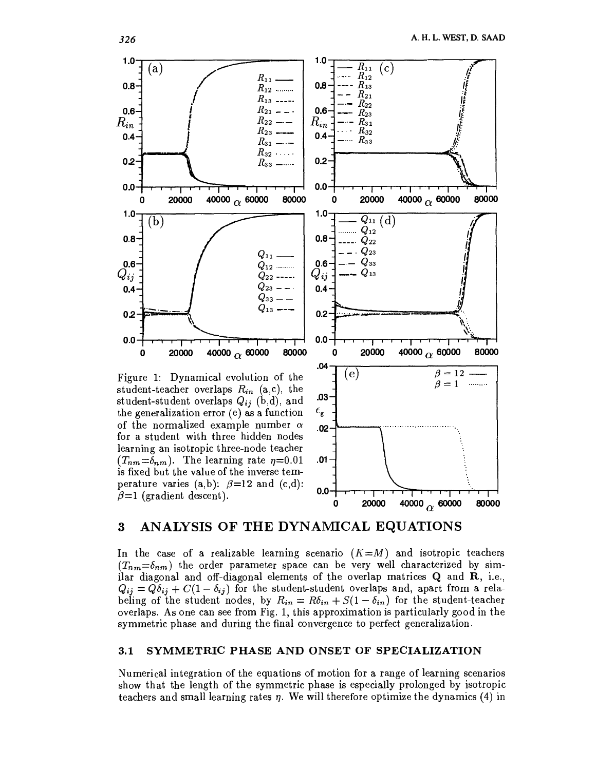Figure 1: Dynamical evolution of the student-teacher overlaps $R_{in}$ (a,c), the student-student overlaps $Q_{ij}$ (b,d), and the generalization error (e) as a function of the normalized example number $\alpha$ for a student with three hidden nodes learning an isotropic three-node teacher ($T_{nm}=\delta_{nm}$). The learning rate $\eta=0.01$ is fixed but the value of the inverse temperature varies (a,b): $\beta=12$ and (c,d): $\beta=1$ (gradient descent).

## 3 ANALYSIS OF THE DYNAMICAL EQUATIONS

In the case of a realizable learning scenario ($K=M$) and isotropic teachers ($T_{nm}=\delta_{nm}$) the order parameter space can be very well characterized by similar diagonal and off-diagonal elements of the overlap matrices $\mathbf{Q}$ and $\mathbf{R}$, i.e., $Q_{ij} = Q\delta_{ij} + C(1 - \delta_{ij})$ for the student-student overlaps and, apart from a relabeling of the student nodes, by $R_{in} = R\delta_{in} + S(1 - \delta_{in})$ for the student-teacher overlaps. As one can see from Fig. 1, this approximation is particularly good in the symmetric phase and during the final convergence to perfect generalization.

### 3.1 SYMMETRIC PHASE AND ONSET OF SPECIALIZATION

Numerical integration of the equations of motion for a range of learning scenarios show that the length of the symmetric phase is especially prolonged by isotropic teachers and small learning rates $\eta$. We will therefore optimize the dynamics (4) in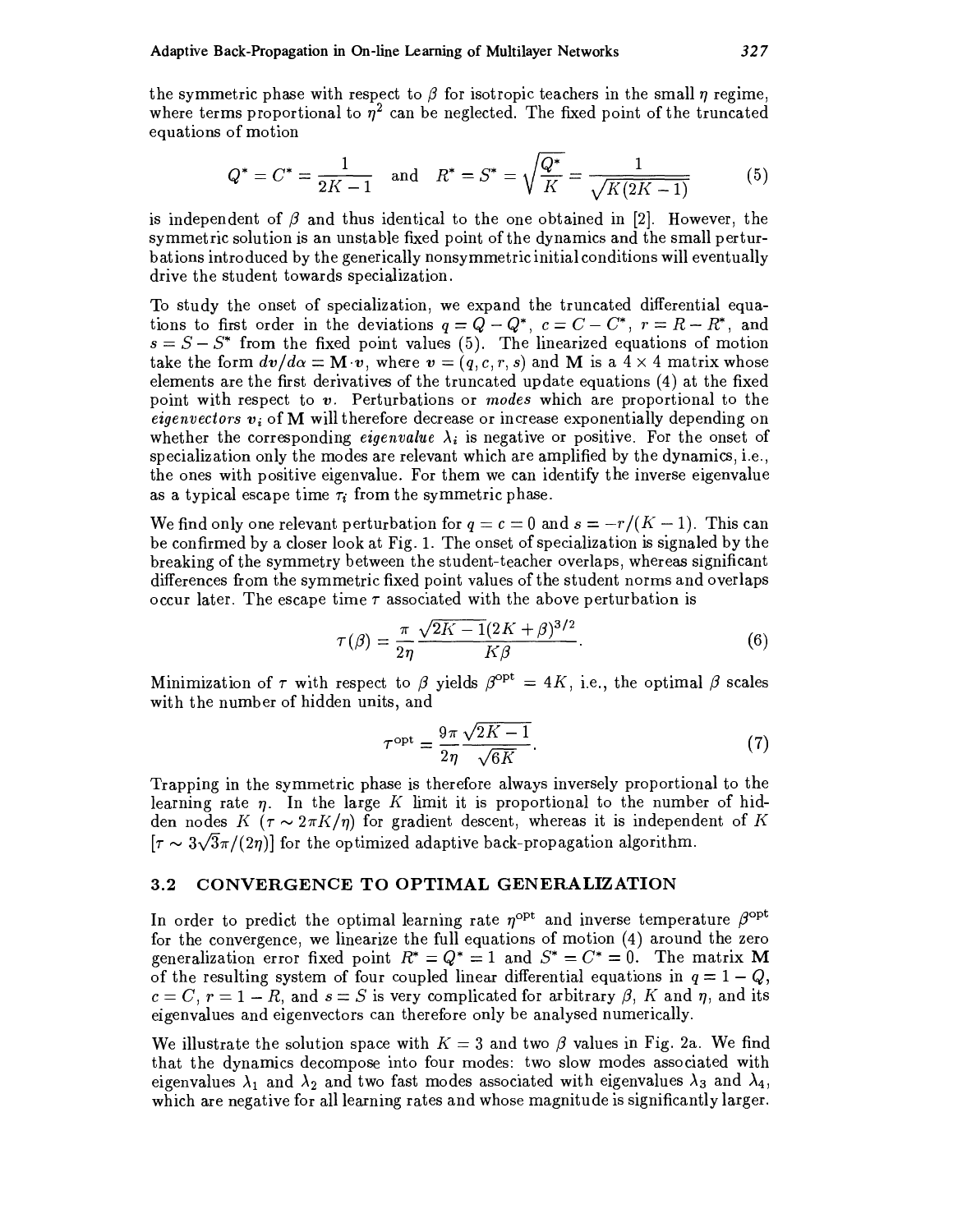the symmetric phase with respect to $\beta$ for isotropic teachers in the small $\eta$ regime, where terms proportional to $\eta^2$ can be neglected. The fixed point of the truncated equations of motion

$$Q^* = C^* = \frac{1}{2K-1} \quad \text{and} \quad R^* = S^* = \sqrt{\frac{Q^*}{K}} = \frac{1}{\sqrt{K(2K-1)}} \tag{5}$$

is independent of $\beta$ and thus identical to the one obtained in [2]. However, the symmetric solution is an unstable fixed point of the dynamics and the small perturbations introduced by the generically nonsymmetric initial conditions will eventually drive the student towards specialization.

To study the onset of specialization, we expand the truncated differential equations to first order in the deviations $q = Q - Q^*$, $c = C - C^*$, $r = R - R^*$, and $s = S - S^*$ from the fixed point values (5). The linearized equations of motion take the form $dv/d\alpha = \mathbf{M} \cdot v$, where $v = (q, c, r, s)$ and $\mathbf{M}$ is a $4 \times 4$ matrix whose elements are the first derivatives of the truncated update equations (4) at the fixed point with respect to $v$. Perturbations or *modes* which are proportional to the *eigenvectors* $v_i$ of $\mathbf{M}$ will therefore decrease or increase exponentially depending on whether the corresponding *eigenvalue* $\lambda_i$ is negative or positive. For the onset of specialization only the modes are relevant which are amplified by the dynamics, i.e., the ones with positive eigenvalue. For them we can identify the inverse eigenvalue as a typical escape time $\tau_i$ from the symmetric phase.

We find only one relevant perturbation for $q = c = 0$ and $s = -r/(K-1)$. This can be confirmed by a closer look at Fig. 1. The onset of specialization is signaled by the breaking of the symmetry between the student-teacher overlaps, whereas significant differences from the symmetric fixed point values of the student norms and overlaps occur later. The escape time $\tau$ associated with the above perturbation is

$$\tau(\beta) = \frac{\pi}{2\eta} \frac{\sqrt{2K-1}(2K+\beta)^{3/2}}{K\beta}. \tag{6}$$

Minimization of $\tau$ with respect to $\beta$ yields $\beta^{\text{opt}} = 4K$, i.e., the optimal $\beta$ scales with the number of hidden units, and

$$\tau^{\text{opt}} = \frac{9\pi}{2\eta} \frac{\sqrt{2K-1}}{\sqrt{6K}}. \tag{7}$$

Trapping in the symmetric phase is therefore always inversely proportional to the learning rate $\eta$. In the large $K$ limit it is proportional to the number of hidden nodes $K$ ($\tau \sim 2\pi K/\eta$) for gradient descent, whereas it is independent of $K$ [$\tau \sim 3\sqrt{3}\pi/(2\eta)$] for the optimized adaptive back-propagation algorithm.

### 3.2 CONVERGENCE TO OPTIMAL GENERALIZATION

In order to predict the optimal learning rate $\eta^{\text{opt}}$ and inverse temperature $\beta^{\text{opt}}$ for the convergence, we linearize the full equations of motion (4) around the zero generalization error fixed point $R^* = Q^* = 1$ and $S^* = C^* = 0$. The matrix $\mathbf{M}$ of the resulting system of four coupled linear differential equations in $q = 1 - Q$, $c = C$, $r = 1 - R$, and $s = S$ is very complicated for arbitrary $\beta$, $K$ and $\eta$, and its eigenvalues and eigenvectors can therefore only be analysed numerically.

We illustrate the solution space with $K = 3$ and two $\beta$ values in Fig. 2a. We find that the dynamics decompose into four modes: two slow modes associated with eigenvalues $\lambda_1$ and $\lambda_2$ and two fast modes associated with eigenvalues $\lambda_3$ and $\lambda_4$, which are negative for all learning rates and whose magnitude is significantly larger.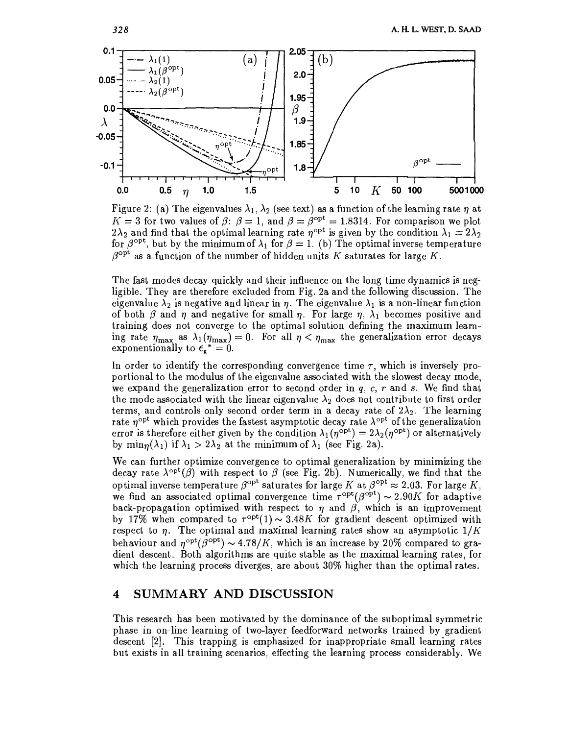Figure 2: (a) The eigenvalues $\lambda_1, \lambda_2$ (see text) as a function of the learning rate $\eta$ at $K = 3$ for two values of $\beta$: $\beta = 1$, and $\beta = \beta^{\rm opt} = 1.8314$. For comparison we plot $2\lambda_2$ and find that the optimal learning rate $\eta^{\rm opt}$ is given by the condition $\lambda_1 = 2\lambda_2$ for $\beta^{\rm opt}$, but by the minimum of $\lambda_1$ for $\beta = 1$. (b) The optimal inverse temperature $\beta^{\rm opt}$ as a function of the number of hidden units $K$ saturates for large $K$.

The fast modes decay quickly and their influence on the long-time dynamics is negligible. They are therefore excluded from Fig. 2a and the following discussion. The eigenvalue $\lambda_2$ is negative and linear in $\eta$. The eigenvalue $\lambda_1$ is a non-linear function of both $\beta$ and $\eta$ and negative for small $\eta$. For large $\eta$, $\lambda_1$ becomes positive and training does not converge to the optimal solution defining the maximum learning rate $\eta_{\rm max}$ as $\lambda_1(\eta_{\rm max}) = 0$. For all $\eta < \eta_{\rm max}$ the generalization error decays exponentially to $\epsilon_g^* = 0$.

In order to identify the corresponding convergence time $\tau$, which is inversely proportional to the modulus of the eigenvalue associated with the slowest decay mode, we expand the generalization error to second order in $q$, $c$, $r$ and $s$. We find that the mode associated with the linear eigenvalue $\lambda_2$ does not contribute to first order terms, and controls only second order term in a decay rate of $2\lambda_2$. The learning rate $\eta^{\rm opt}$ which provides the fastest asymptotic decay rate $\lambda^{\rm opt}$ of the generalization error is therefore either given by the condition $\lambda_1(\eta^{\rm opt}) = 2\lambda_2(\eta^{\rm opt})$ or alternatively by $\min_\eta(\lambda_1)$ if $\lambda_1 > 2\lambda_2$ at the minimum of $\lambda_1$ (see Fig. 2a).

We can further optimize convergence to optimal generalization by minimizing the decay rate $\lambda^{\rm opt}(\beta)$ with respect to $\beta$ (see Fig. 2b). Numerically, we find that the optimal inverse temperature $\beta^{\rm opt}$ saturates for large $K$ at $\beta^{\rm opt} \approx 2.03$. For large $K$, we find an associated optimal convergence time $\tau^{\rm opt}(\beta^{\rm opt}) \sim 2.90K$ for adaptive back-propagation optimized with respect to $\eta$ and $\beta$, which is an improvement by 17% when compared to $\tau^{\rm opt}(1) \sim 3.48K$ for gradient descent optimized with respect to $\eta$. The optimal and maximal learning rates show an asymptotic $1/K$ behaviour and $\eta^{\rm opt}(\beta^{\rm opt}) \sim 4.78/K$, which is an increase by 20% compared to gradient descent. Both algorithms are quite stable as the maximal learning rates, for which the learning process diverges, are about 30% higher than the optimal rates.

## 4 SUMMARY AND DISCUSSION

This research has been motivated by the dominance of the suboptimal symmetric phase in on-line learning of two-layer feedforward networks trained by gradient descent [2]. This trapping is emphasized for inappropriate small learning rates but exists in all training scenarios, effecting the learning process considerably. We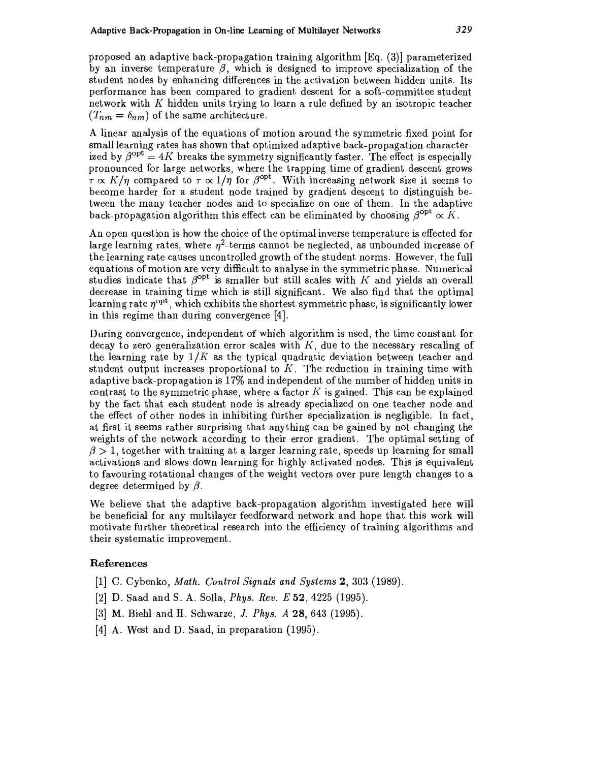proposed an adaptive back-propagation training algorithm [Eq. (3)] parameterized by an inverse temperature $\beta$, which is designed to improve specialization of the student nodes by enhancing differences in the activation between hidden units. Its performance has been compared to gradient descent for a soft-committee student network with $K$ hidden units trying to learn a rule defined by an isotropic teacher ($T_{nm} = \delta_{nm}$) of the same architecture.

A linear analysis of the equations of motion around the symmetric fixed point for small learning rates has shown that optimized adaptive back-propagation characterized by $\beta^{\rm opt} = 4K$ breaks the symmetry significantly faster. The effect is especially pronounced for large networks, where the trapping time of gradient descent grows $\tau \propto K/\eta$ compared to $\tau \propto 1/\eta$ for $\beta^{\rm opt}$. With increasing network size it seems to become harder for a student node trained by gradient descent to distinguish between the many teacher nodes and to specialize on one of them. In the adaptive back-propagation algorithm this effect can be eliminated by choosing $\beta^{\rm opt} \propto K$.

An open question is how the choice of the optimal inverse temperature is effected for large learning rates, where $\eta^2$-terms cannot be neglected, as unbounded increase of the learning rate causes uncontrolled growth of the student norms. However, the full equations of motion are very difficult to analyse in the symmetric phase. Numerical studies indicate that $\beta^{\rm opt}$ is smaller but still scales with $K$ and yields an overall decrease in training time which is still significant. We also find that the optimal learning rate $\eta^{\rm opt}$, which exhibits the shortest symmetric phase, is significantly lower in this regime than during convergence [4].

During convergence, independent of which algorithm is used, the time constant for decay to zero generalization error scales with $K$, due to the necessary rescaling of the learning rate by $1/K$ as the typical quadratic deviation between teacher and student output increases proportional to $K$. The reduction in training time with adaptive back-propagation is 17% and independent of the number of hidden units in contrast to the symmetric phase, where a factor $K$ is gained. This can be explained by the fact that each student node is already specialized on one teacher node and the effect of other nodes in inhibiting further specialization is negligible. In fact, at first it seems rather surprising that anything can be gained by not changing the weights of the network according to their error gradient. The optimal setting of $\beta > 1$, together with training at a larger learning rate, speeds up learning for small activations and slows down learning for highly activated nodes. This is equivalent to favouring rotational changes of the weight vectors over pure length changes to a degree determined by $\beta$.

We believe that the adaptive back-propagation algorithm investigated here will be beneficial for any multilayer feedforward network and hope that this work will motivate further theoretical research into the efficiency of training algorithms and their systematic improvement.

### References

[1] C. Cybenko, *Math. Control Signals and Systems* **2**, 303 (1989).

[2] D. Saad and S. A. Solla, *Phys. Rev. E* **52**, 4225 (1995).

[3] M. Biehl and H. Schwarze, *J. Phys. A* **28**, 643 (1995).

[4] A. West and D. Saad, in preparation (1995).